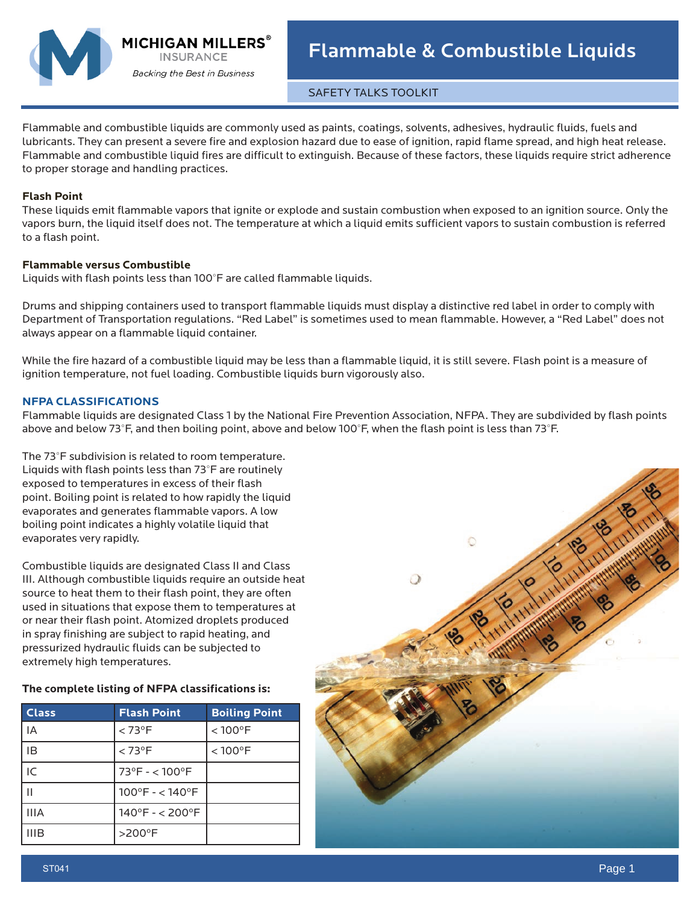MICHIGAN MILLERS® INSURANCE

*Backing the Best in Business*

# Flammable & Combustible Liquids

SAFETY TALKS TOOLKIT

Flammable and combustible liquids are commonly used as paints, coatings, solvents, adhesives, hydraulic fluids, fuels and lubricants. They can present a severe fire and explosion hazard due to ease of ignition, rapid flame spread, and high heat release. Flammable and combustible liquid fires are difficult to extinguish. Because of these factors, these liquids require strict adherence to proper storage and handling practices.

**Flash Point**

These liquids emit flammable vapors that ignite or explode and sustain combustion when exposed to an ignition source. Only the vapors burn, the liquid itself does not. The temperature at which a liquid emits sufficient vapors to sustain combustion is referred to a flash point.

**Flammable versus Combustible**

Liquids with flash points less than 100°F are called flammable liquids.

Drums and shipping containers used to transport flammable liquids must display a distinctive red label in order to comply with Department of Transportation regulations. "Red Label" is sometimes used to mean flammable. However, a "Red Label" does not always appear on a flammable liquid container.

While the fire hazard of a combustible liquid may be less than a flammable liquid, it is still severe. Flash point is a measure of ignition temperature, not fuel loading. Combustible liquids burn vigorously also.

## NFPA CLASSIFICATIONS

Flammable liquids are designated Class 1 by the National Fire Prevention Association, NFPA. They are subdivided by flash points above and below 73°F, and then boiling point, above and below 100°F, when the flash point is less than 73°F.

The 73°F subdivision is related to room temperature. Liquids with flash points less than 73°F are routinely exposed to temperatures in excess of their flash point. Boiling point is related to how rapidly the liquid evaporates and generates flammable vapors. A low boiling point indicates a highly volatile liquid that evaporates very rapidly.

Combustible liquids are designated Class II and Class III. Although combustible liquids require an outside heat source to heat them to their flash point, they are often used in situations that expose them to temperatures at or near their flash point. Atomized droplets produced in spray finishing are subject to rapid heating, and pressurized hydraulic fluids can be subjected to extremely high temperatures.

**The complete listing of NFPA classifications is:**

| Class | Flash Point | Boiling Point |
|---|---|---|
| IA | < 73°F | < 100°F |
| IB | < 73°F | < 100°F |
| IC | 73°F - < 100°F | |
| II | 100°F - < 140°F | |
| IIIA | 140°F - < 200°F | |
| IIIB | >200°F | |

ST041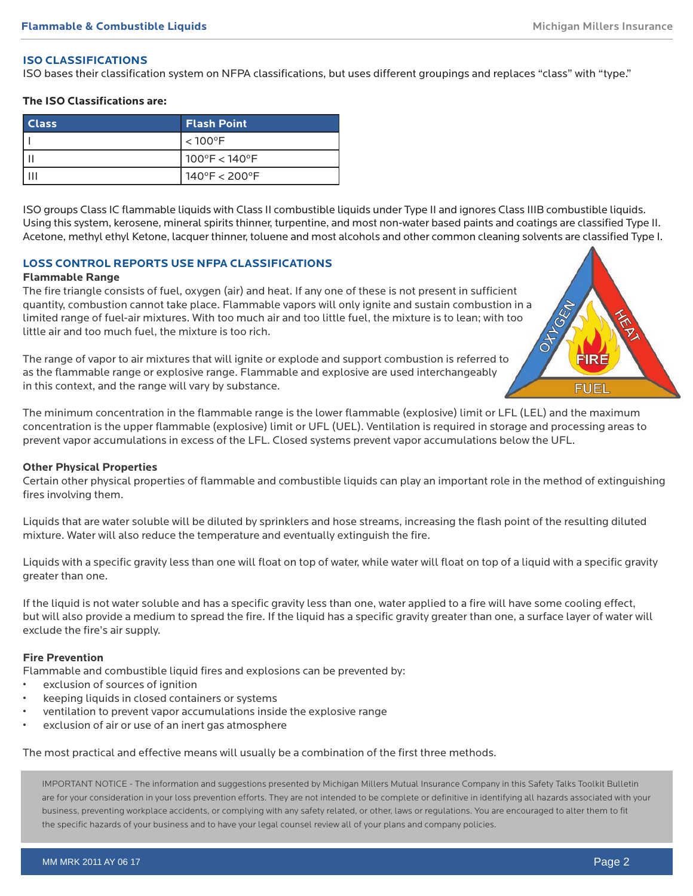## ISO CLASSIFICATIONS

ISO bases their classification system on NFPA classifications, but uses different groupings and replaces "class" with "type."

**The ISO Classifications are:**

| Class | Flash Point |
|---|---|
| I | < 100°F |
| II | 100°F < 140°F |
| III | 140°F < 200°F |

ISO groups Class IC flammable liquids with Class II combustible liquids under Type II and ignores Class IIIB combustible liquids. Using this system, kerosene, mineral spirits thinner, turpentine, and most non-water based paints and coatings are classified Type II. Acetone, methyl ethyl Ketone, lacquer thinner, toluene and most alcohols and other common cleaning solvents are classified Type I.

## LOSS CONTROL REPORTS USE NFPA CLASSIFICATIONS

**Flammable Range**

The fire triangle consists of fuel, oxygen (air) and heat. If any one of these is not present in sufficient quantity, combustion cannot take place. Flammable vapors will only ignite and sustain combustion in a limited range of fuel-air mixtures. With too much air and too little fuel, the mixture is to lean; with too little air and too much fuel, the mixture is too rich.

OXYGEN
HEAT
FIRE
FUEL

The range of vapor to air mixtures that will ignite or explode and support combustion is referred to as the flammable range or explosive range. Flammable and explosive are used interchangeably in this context, and the range will vary by substance.

The minimum concentration in the flammable range is the lower flammable (explosive) limit or LFL (LEL) and the maximum concentration is the upper flammable (explosive) limit or UFL (UEL). Ventilation is required in storage and processing areas to prevent vapor accumulations in excess of the LFL. Closed systems prevent vapor accumulations below the UFL.

**Other Physical Properties**

Certain other physical properties of flammable and combustible liquids can play an important role in the method of extinguishing fires involving them.

Liquids that are water soluble will be diluted by sprinklers and hose streams, increasing the flash point of the resulting diluted mixture. Water will also reduce the temperature and eventually extinguish the fire.

Liquids with a specific gravity less than one will float on top of water, while water will float on top of a liquid with a specific gravity greater than one.

If the liquid is not water soluble and has a specific gravity less than one, water applied to a fire will have some cooling effect, but will also provide a medium to spread the fire. If the liquid has a specific gravity greater than one, a surface layer of water will exclude the fire's air supply.

**Fire Prevention**

Flammable and combustible liquid fires and explosions can be prevented by:

- exclusion of sources of ignition
- keeping liquids in closed containers or systems
- ventilation to prevent vapor accumulations inside the explosive range
- exclusion of air or use of an inert gas atmosphere

The most practical and effective means will usually be a combination of the first three methods.

IMPORTANT NOTICE - The information and suggestions presented by Michigan Millers Mutual Insurance Company in this Safety Talks Toolkit Bulletin are for your consideration in your loss prevention efforts. They are not intended to be complete or definitive in identifying all hazards associated with your business, preventing workplace accidents, or complying with any safety related, or other, laws or regulations. You are encouraged to alter them to fit the specific hazards of your business and to have your legal counsel review all of your plans and company policies.

MM MRK 2011 AY 06 17